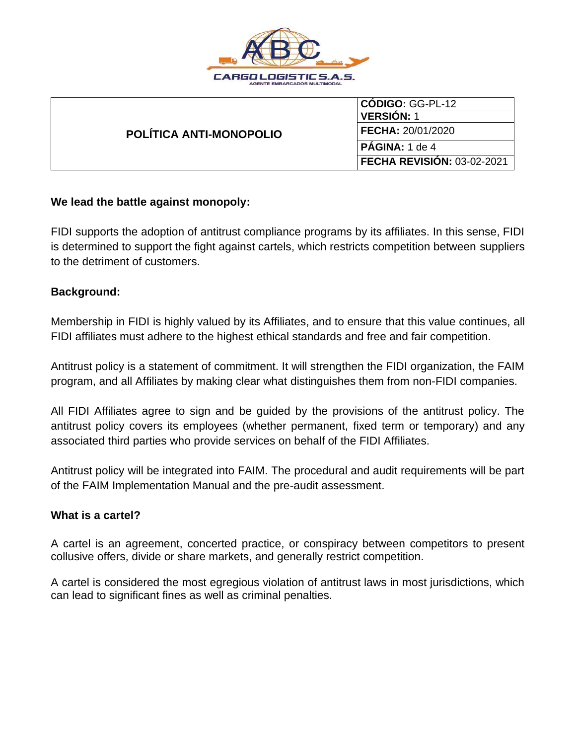| POLÍTICA ANTI-MONOPOLIO | |
| --- | --- |
| | **CÓDIGO:** GG-PL-12 |
| | **VERSIÓN:** 1 |
| | **FECHA:** 20/01/2020 |
| | **PÁGINA:** 1 de 4 |
| | **FECHA REVISIÓN:** 03-02-2021 |

**We lead the battle against monopoly:**

FIDI supports the adoption of antitrust compliance programs by its affiliates. In this sense, FIDI is determined to support the fight against cartels, which restricts competition between suppliers to the detriment of customers.

**Background:**

Membership in FIDI is highly valued by its Affiliates, and to ensure that this value continues, all FIDI affiliates must adhere to the highest ethical standards and free and fair competition.

Antitrust policy is a statement of commitment. It will strengthen the FIDI organization, the FAIM program, and all Affiliates by making clear what distinguishes them from non-FIDI companies.

All FIDI Affiliates agree to sign and be guided by the provisions of the antitrust policy. The antitrust policy covers its employees (whether permanent, fixed term or temporary) and any associated third parties who provide services on behalf of the FIDI Affiliates.

Antitrust policy will be integrated into FAIM. The procedural and audit requirements will be part of the FAIM Implementation Manual and the pre-audit assessment.

**What is a cartel?**

A cartel is an agreement, concerted practice, or conspiracy between competitors to present collusive offers, divide or share markets, and generally restrict competition.

A cartel is considered the most egregious violation of antitrust laws in most jurisdictions, which can lead to significant fines as well as criminal penalties.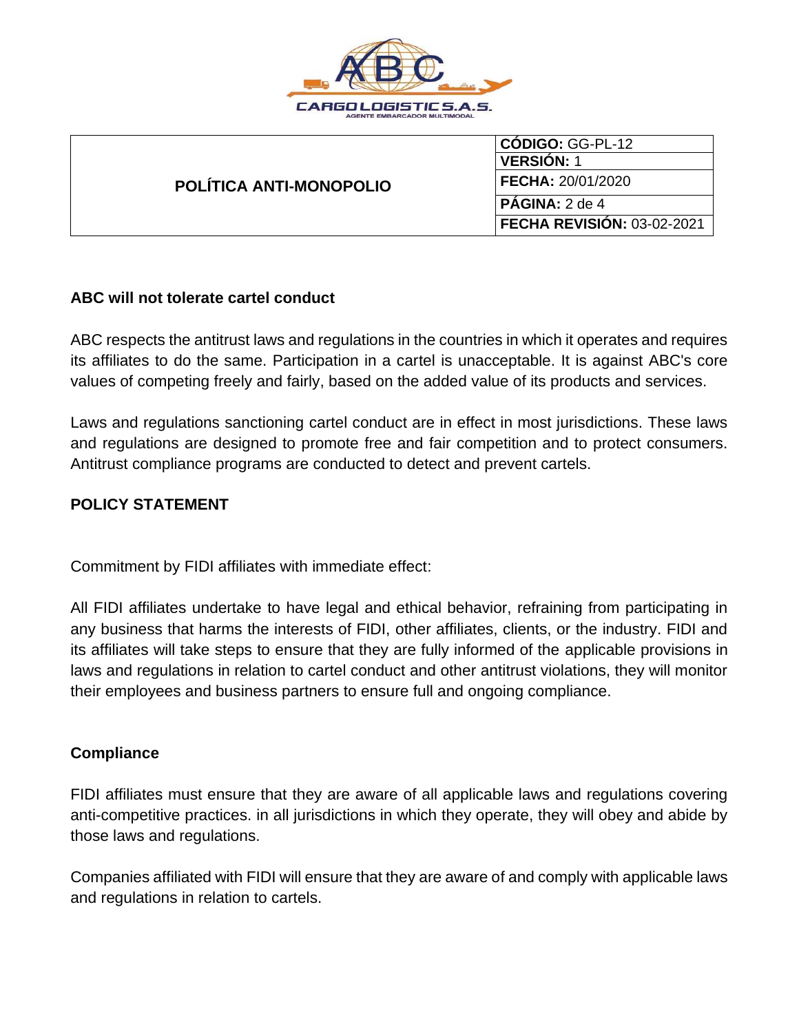| POLÍTICA ANTI-MONOPOLIO | **CÓDIGO:** GG-PL-12 |
| --- | --- |
| | **VERSIÓN:** 1 |
| | **FECHA:** 20/01/2020 |
| | **PÁGINA:** 2 de 4 |
| | **FECHA REVISIÓN:** 03-02-2021 |

## ABC will not tolerate cartel conduct

ABC respects the antitrust laws and regulations in the countries in which it operates and requires its affiliates to do the same. Participation in a cartel is unacceptable. It is against ABC's core values of competing freely and fairly, based on the added value of its products and services.

Laws and regulations sanctioning cartel conduct are in effect in most jurisdictions. These laws and regulations are designed to promote free and fair competition and to protect consumers. Antitrust compliance programs are conducted to detect and prevent cartels.

## POLICY STATEMENT

Commitment by FIDI affiliates with immediate effect:

All FIDI affiliates undertake to have legal and ethical behavior, refraining from participating in any business that harms the interests of FIDI, other affiliates, clients, or the industry. FIDI and its affiliates will take steps to ensure that they are fully informed of the applicable provisions in laws and regulations in relation to cartel conduct and other antitrust violations, they will monitor their employees and business partners to ensure full and ongoing compliance.

## Compliance

FIDI affiliates must ensure that they are aware of all applicable laws and regulations covering anti-competitive practices. in all jurisdictions in which they operate, they will obey and abide by those laws and regulations.

Companies affiliated with FIDI will ensure that they are aware of and comply with applicable laws and regulations in relation to cartels.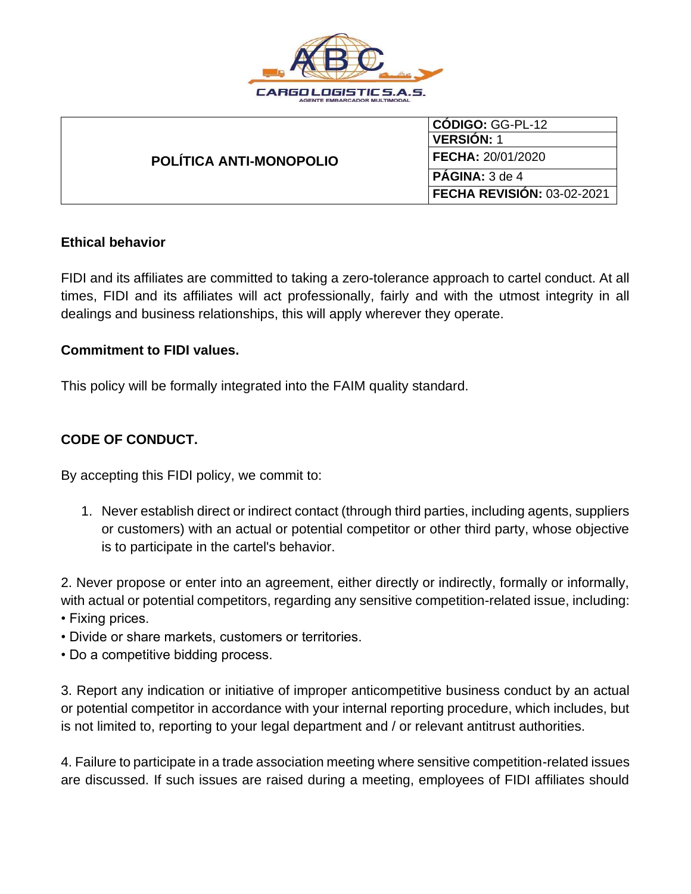| POLÍTICA ANTI-MONOPOLIO | **CÓDIGO:** GG-PL-12 |
|---|---|
| | **VERSIÓN:** 1 |
| | **FECHA:** 20/01/2020 |
| | **PÁGINA:** 3 de 4 |
| | **FECHA REVISIÓN:** 03-02-2021 |

**Ethical behavior**

FIDI and its affiliates are committed to taking a zero-tolerance approach to cartel conduct. At all times, FIDI and its affiliates will act professionally, fairly and with the utmost integrity in all dealings and business relationships, this will apply wherever they operate.

**Commitment to FIDI values.**

This policy will be formally integrated into the FAIM quality standard.

**CODE OF CONDUCT.**

By accepting this FIDI policy, we commit to:

1. Never establish direct or indirect contact (through third parties, including agents, suppliers or customers) with an actual or potential competitor or other third party, whose objective is to participate in the cartel's behavior.

2. Never propose or enter into an agreement, either directly or indirectly, formally or informally, with actual or potential competitors, regarding any sensitive competition-related issue, including:
• Fixing prices.
• Divide or share markets, customers or territories.
• Do a competitive bidding process.

3. Report any indication or initiative of improper anticompetitive business conduct by an actual or potential competitor in accordance with your internal reporting procedure, which includes, but is not limited to, reporting to your legal department and / or relevant antitrust authorities.

4. Failure to participate in a trade association meeting where sensitive competition-related issues are discussed. If such issues are raised during a meeting, employees of FIDI affiliates should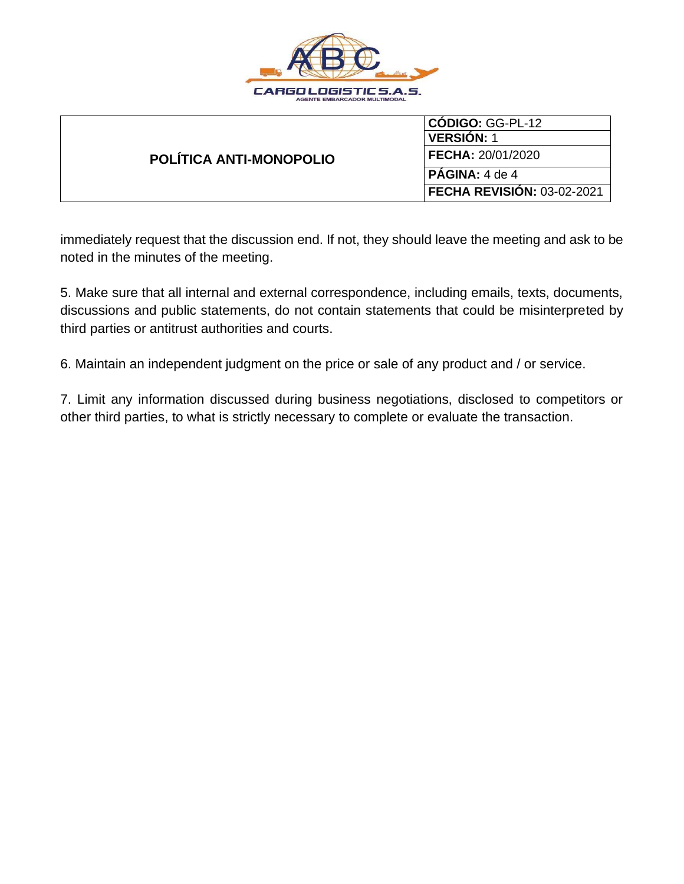immediately request that the discussion end. If not, they should leave the meeting and ask to be noted in the minutes of the meeting.

5. Make sure that all internal and external correspondence, including emails, texts, documents, discussions and public statements, do not contain statements that could be misinterpreted by third parties or antitrust authorities and courts.

6. Maintain an independent judgment on the price or sale of any product and / or service.

7. Limit any information discussed during business negotiations, disclosed to competitors or other third parties, to what is strictly necessary to complete or evaluate the transaction.